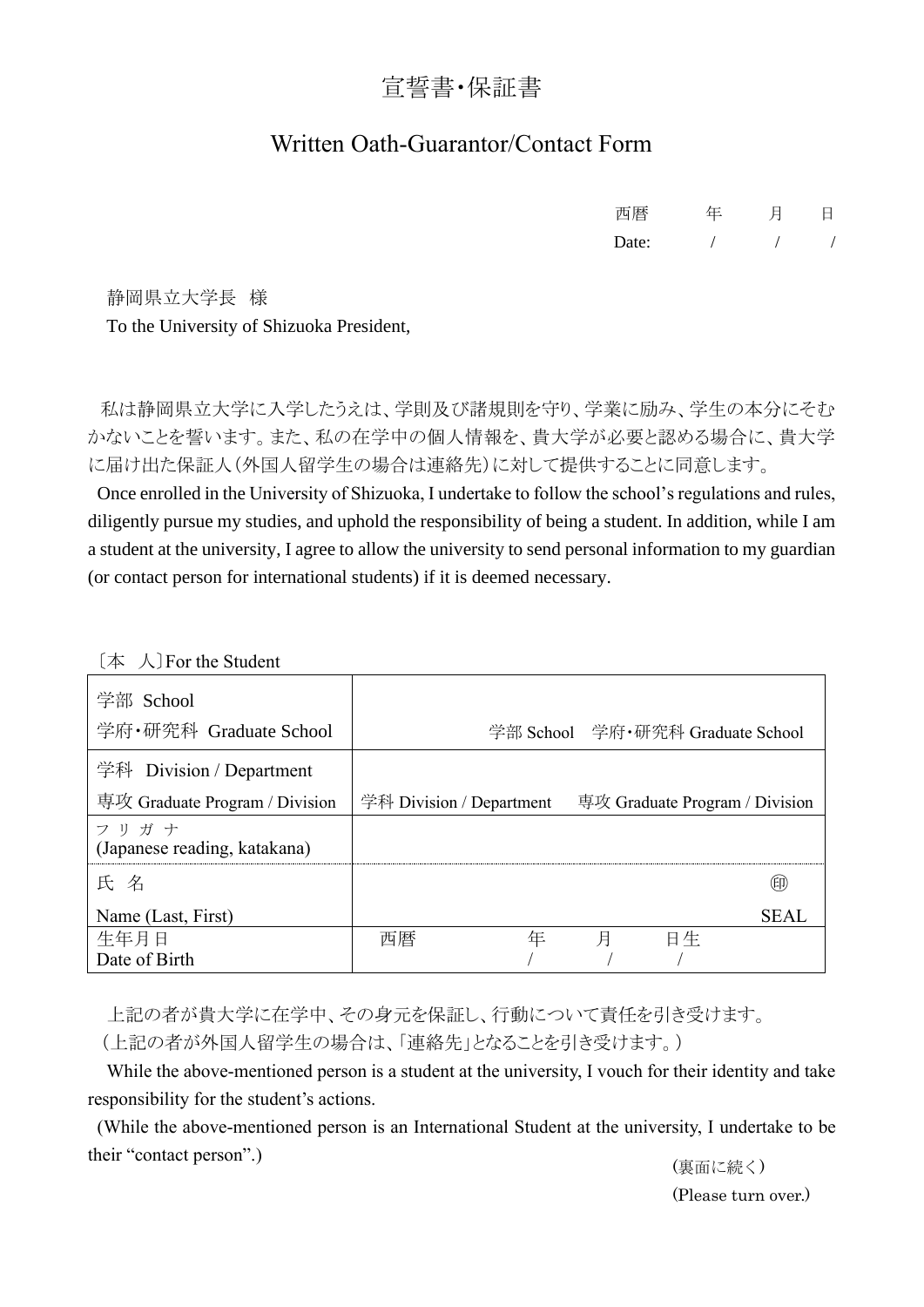# 宣誓書・保証書

## Written Oath-Guarantor/Contact Form

西暦　　年　　月　　日

Date:　　/　　/　　/

静岡県立大学長　様

To the University of Shizuoka President,

私は静岡県立大学に入学したうえは、学則及び諸規則を守り、学業に励み、学生の本分にそむかないことを誓います。また、私の在学中の個人情報を、貴大学が必要と認める場合に、貴大学に届け出た保証人（外国人留学生の場合は連絡先）に対して提供することに同意します。

Once enrolled in the University of Shizuoka, I undertake to follow the school's regulations and rules, diligently pursue my studies, and uphold the responsibility of being a student. In addition, while I am a student at the university, I agree to allow the university to send personal information to my guardian (or contact person for international students) if it is deemed necessary.

〔本　人〕For the Student

| | |
|---|---|
| 学部 School<br>学府・研究科 Graduate School | 学部 School　学府・研究科 Graduate School |
| 学科 Division / Department<br>専攻 Graduate Program / Division | 学科 Division / Department　専攻 Graduate Program / Division |
| フリガナ<br>(Japanese reading, katakana) | |
| 氏　名<br>Name (Last, First) | ㊞<br>SEAL |
| 生年月日<br>Date of Birth | 西暦　　年　　月　　日生<br>/　　/　　/ |

上記の者が貴大学に在学中、その身元を保証し、行動について責任を引き受けます。
（上記の者が外国人留学生の場合は、「連絡先」となることを引き受けます。）

While the above-mentioned person is a student at the university, I vouch for their identity and take responsibility for the student's actions.

(While the above-mentioned person is an International Student at the university, I undertake to be their "contact person".)

（裏面に続く）
(Please turn over.)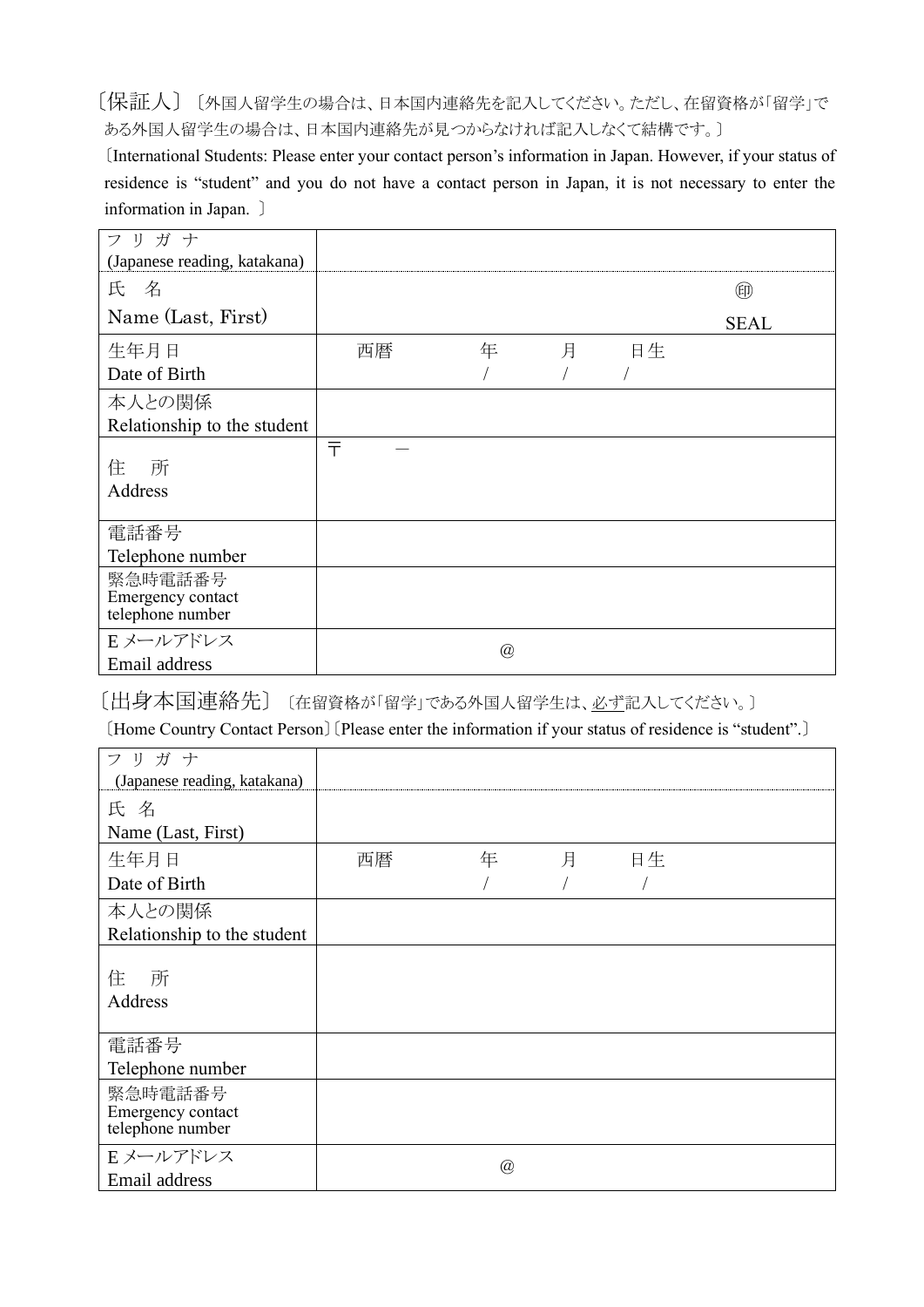〔保証人〕〔外国人留学生の場合は、日本国内連絡先を記入してください。ただし、在留資格が「留学」である外国人留学生の場合は、日本国内連絡先が見つからなければ記入しなくて結構です。〕

〔International Students: Please enter your contact person's information in Japan. However, if your status of residence is "student" and you do not have a contact person in Japan, it is not necessary to enter the information in Japan. 〕

| | |
|---|---|
| フリガナ (Japanese reading, katakana) | |
| 氏　名 Name (Last, First) | ㊞ SEAL |
| 生年月日 Date of Birth | 西暦　　年　　月　　日生 / / / |
| 本人との関係 Relationship to the student | |
| 住　所 Address | 〒　　－ |
| 電話番号 Telephone number | |
| 緊急時電話番号 Emergency contact telephone number | |
| E メールアドレス Email address | @ |

〔出身本国連絡先〕〔在留資格が「留学」である外国人留学生は、必ず記入してください。〕

〔Home Country Contact Person〕〔Please enter the information if your status of residence is "student".〕

| | |
|---|---|
| フリガナ (Japanese reading, katakana) | |
| 氏 名 Name (Last, First) | |
| 生年月日 Date of Birth | 西暦　　年　　月　　日生 / / / |
| 本人との関係 Relationship to the student | |
| 住　所 Address | |
| 電話番号 Telephone number | |
| 緊急時電話番号 Emergency contact telephone number | |
| E メールアドレス Email address | @ |